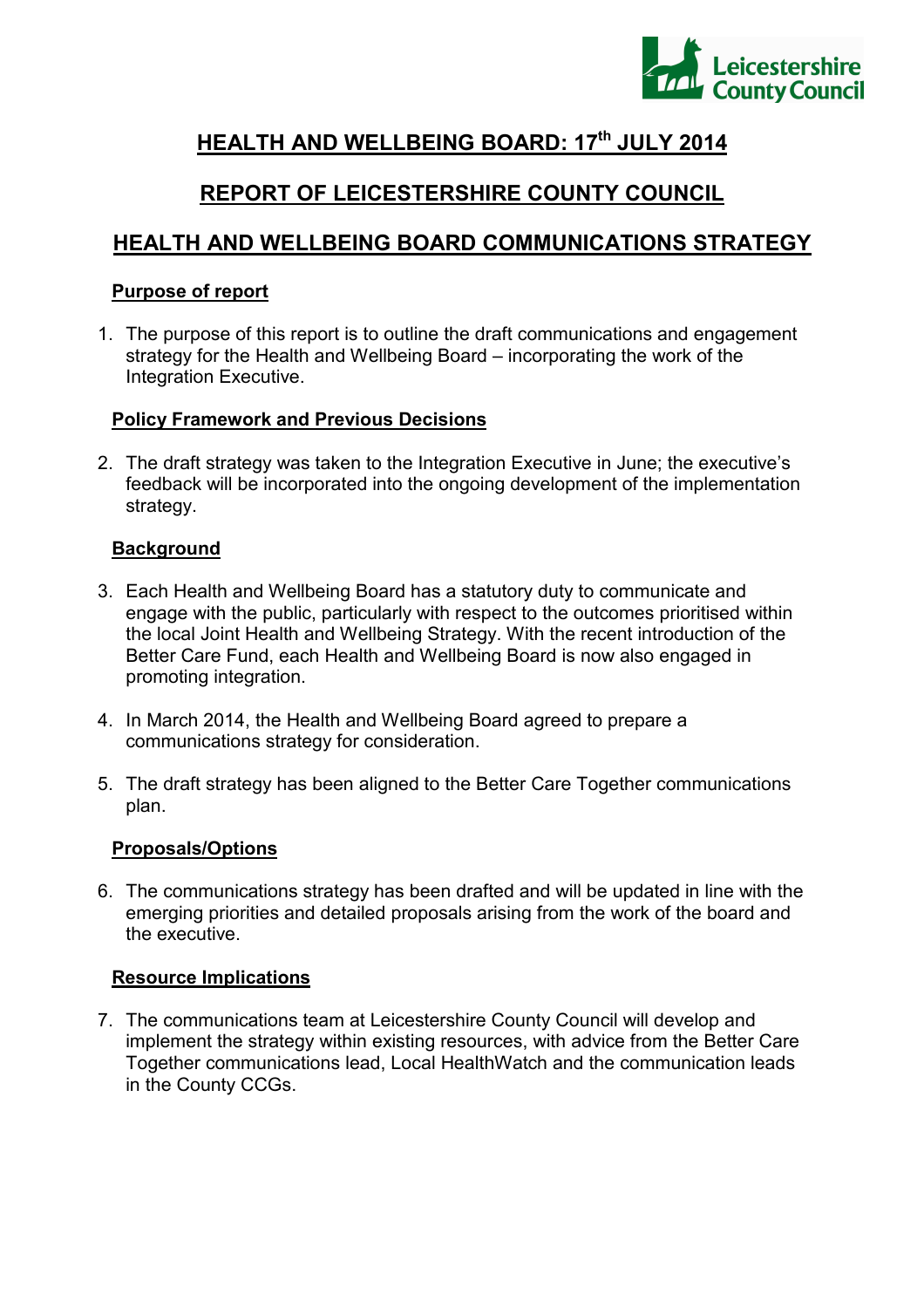# HEALTH AND WELLBEING BOARD: 17th JULY 2014

## REPORT OF LEICESTERSHIRE COUNTY COUNCIL

## HEALTH AND WELLBEING BOARD COMMUNICATIONS STRATEGY

### Purpose of report

1. The purpose of this report is to outline the draft communications and engagement strategy for the Health and Wellbeing Board – incorporating the work of the Integration Executive.

### Policy Framework and Previous Decisions

2. The draft strategy was taken to the Integration Executive in June; the executive's feedback will be incorporated into the ongoing development of the implementation strategy.

### Background

3. Each Health and Wellbeing Board has a statutory duty to communicate and engage with the public, particularly with respect to the outcomes prioritised within the local Joint Health and Wellbeing Strategy. With the recent introduction of the Better Care Fund, each Health and Wellbeing Board is now also engaged in promoting integration.

4. In March 2014, the Health and Wellbeing Board agreed to prepare a communications strategy for consideration.

5. The draft strategy has been aligned to the Better Care Together communications plan.

### Proposals/Options

6. The communications strategy has been drafted and will be updated in line with the emerging priorities and detailed proposals arising from the work of the board and the executive.

### Resource Implications

7. The communications team at Leicestershire County Council will develop and implement the strategy within existing resources, with advice from the Better Care Together communications lead, Local HealthWatch and the communication leads in the County CCGs.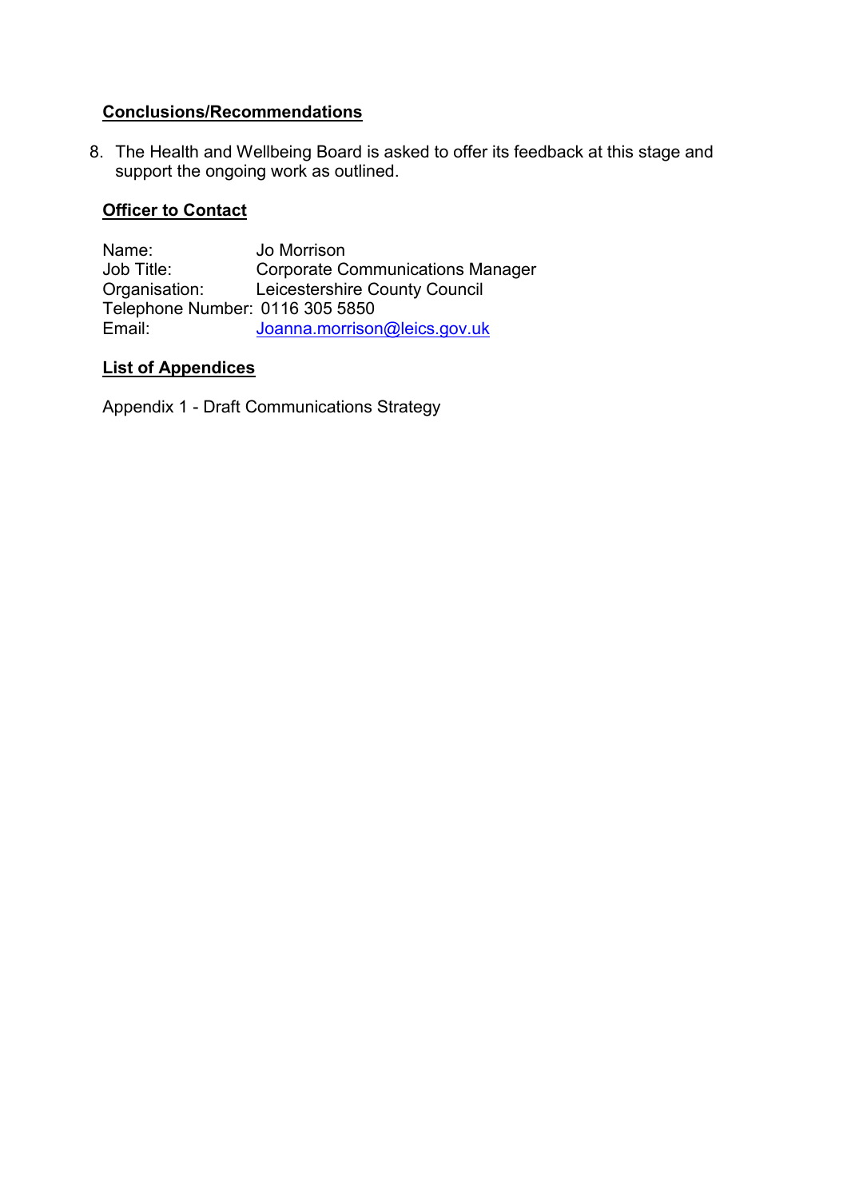**Conclusions/Recommendations**

8. The Health and Wellbeing Board is asked to offer its feedback at this stage and support the ongoing work as outlined.

**Officer to Contact**

Name: Jo Morrison
Job Title: Corporate Communications Manager
Organisation: Leicestershire County Council
Telephone Number: 0116 305 5850
Email: Joanna.morrison@leics.gov.uk

**List of Appendices**

Appendix 1 - Draft Communications Strategy